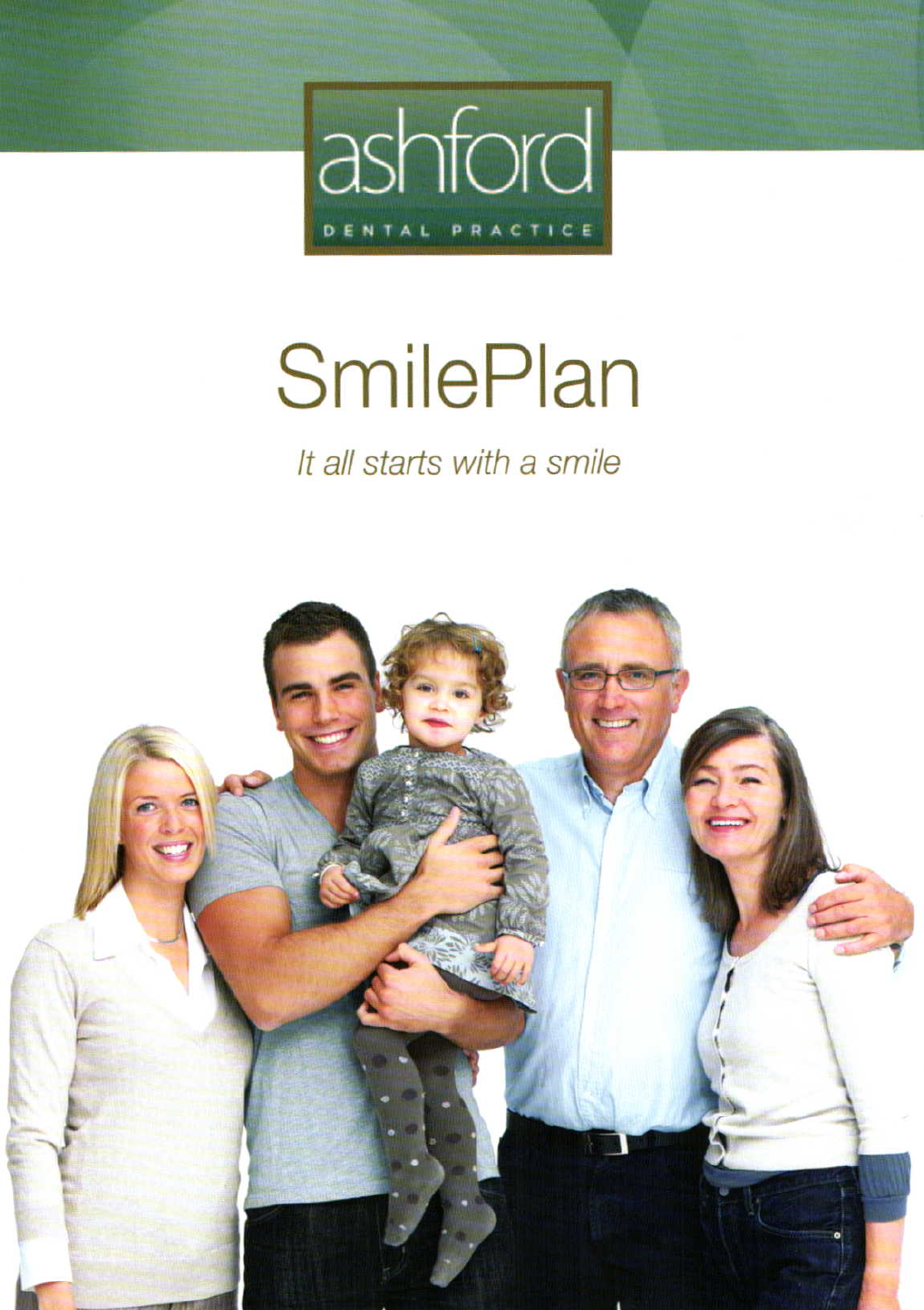ashford

DENTAL PRACTICE

# SmilePlan

*It all starts with a smile*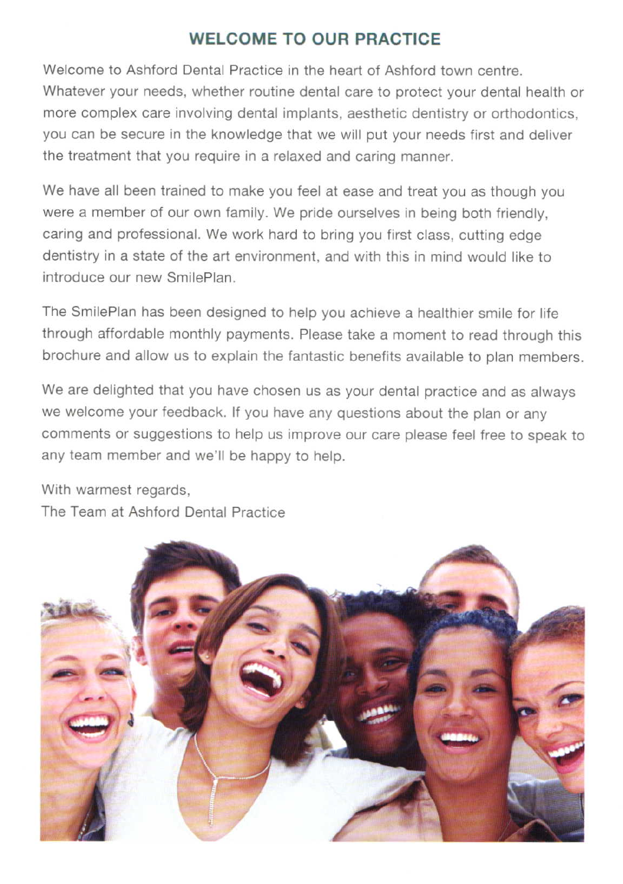## WELCOME TO OUR PRACTICE

Welcome to Ashford Dental Practice in the heart of Ashford town centre. Whatever your needs, whether routine dental care to protect your dental health or more complex care involving dental implants, aesthetic dentistry or orthodontics, you can be secure in the knowledge that we will put your needs first and deliver the treatment that you require in a relaxed and caring manner.

We have all been trained to make you feel at ease and treat you as though you were a member of our own family. We pride ourselves in being both friendly, caring and professional. We work hard to bring you first class, cutting edge dentistry in a state of the art environment, and with this in mind would like to introduce our new SmilePlan.

The SmilePlan has been designed to help you achieve a healthier smile for life through affordable monthly payments. Please take a moment to read through this brochure and allow us to explain the fantastic benefits available to plan members.

We are delighted that you have chosen us as your dental practice and as always we welcome your feedback. If you have any questions about the plan or any comments or suggestions to help us improve our care please feel free to speak to any team member and we'll be happy to help.

With warmest regards,
The Team at Ashford Dental Practice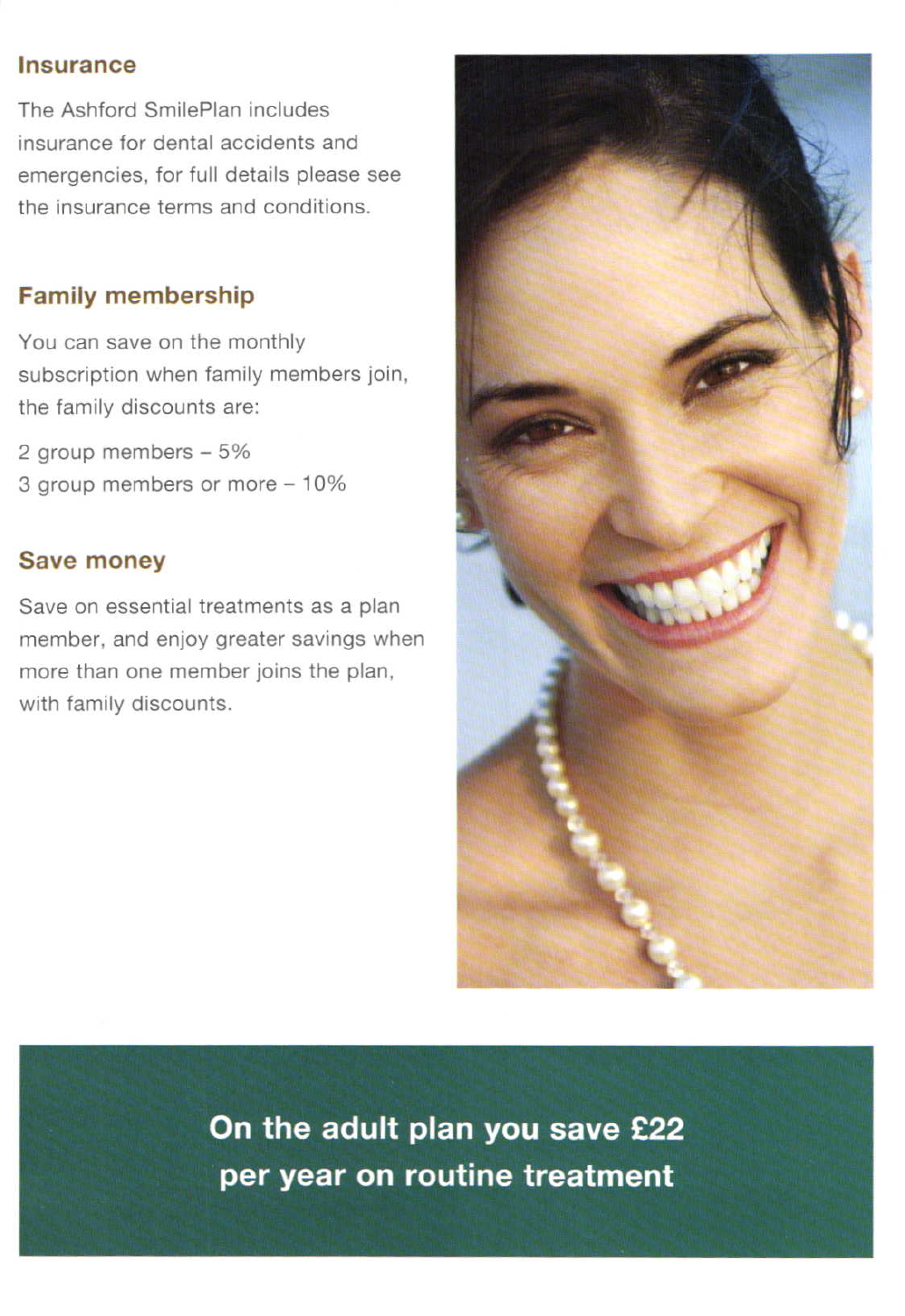## Insurance

The Ashford SmilePlan includes insurance for dental accidents and emergencies, for full details please see the insurance terms and conditions.

## Family membership

You can save on the monthly subscription when family members join, the family discounts are:

2 group members – 5%
3 group members or more – 10%

## Save money

Save on essential treatments as a plan member, and enjoy greater savings when more than one member joins the plan, with family discounts.

**On the adult plan you save £22 per year on routine treatment**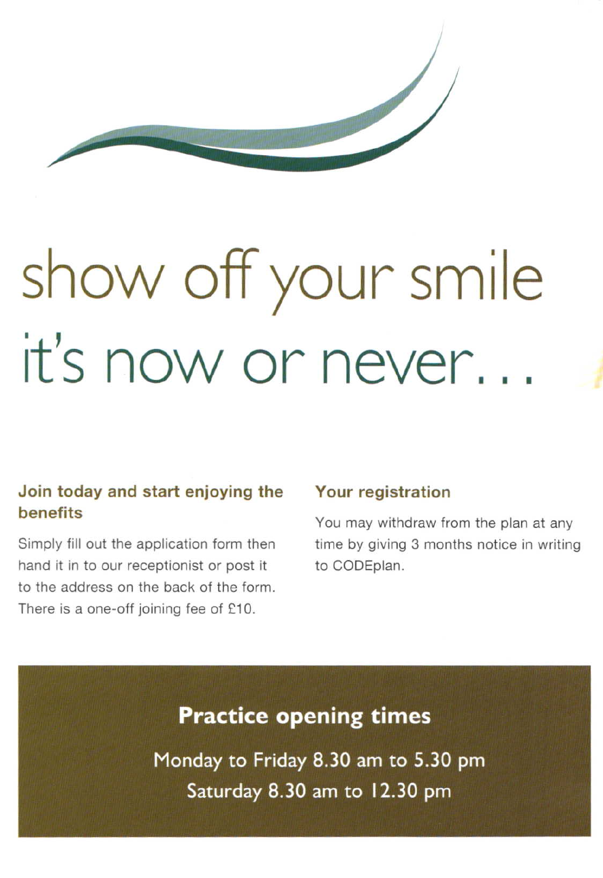# show off your smile it's now or never...

### Join today and start enjoying the benefits

Simply fill out the application form then hand it in to our receptionist or post it to the address on the back of the form. There is a one-off joining fee of £10.

### Your registration

You may withdraw from the plan at any time by giving 3 months notice in writing to CODEplan.

## Practice opening times

Monday to Friday 8.30 am to 5.30 pm
Saturday 8.30 am to 12.30 pm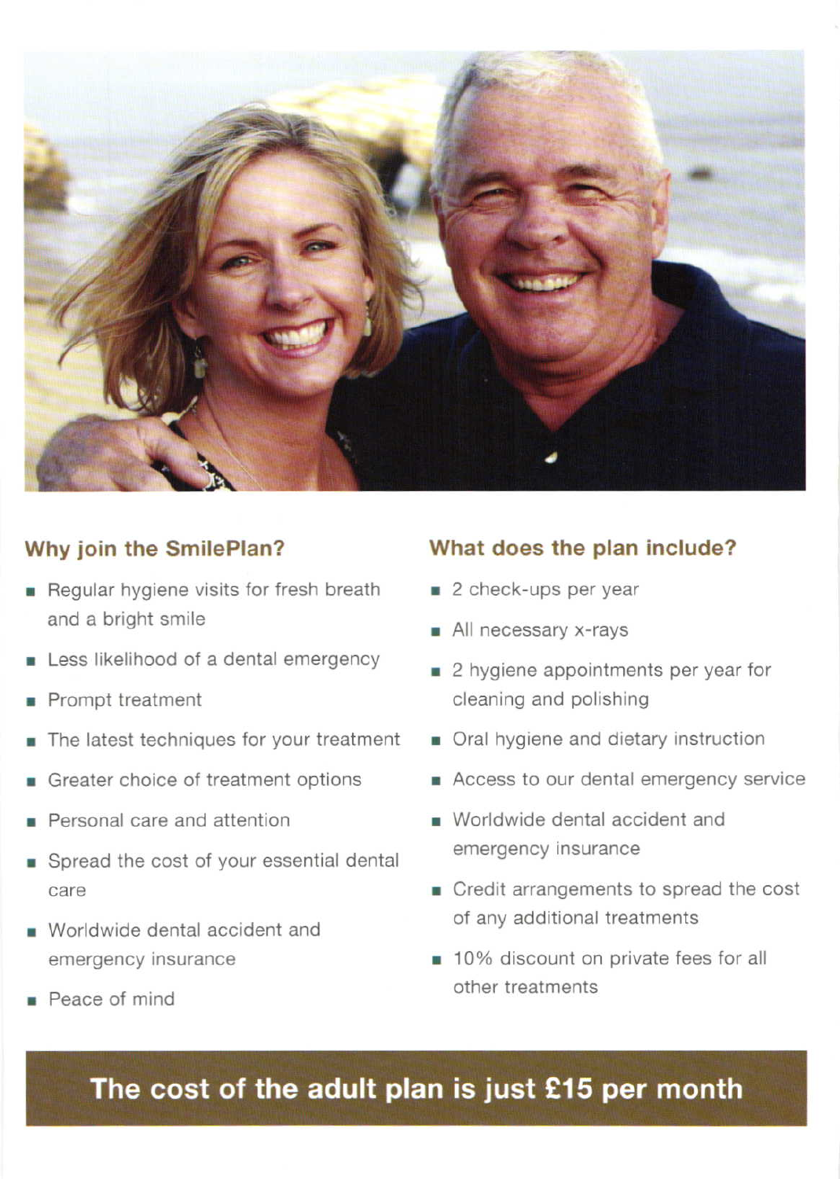## Why join the SmilePlan?

- Regular hygiene visits for fresh breath and a bright smile
- Less likelihood of a dental emergency
- Prompt treatment
- The latest techniques for your treatment
- Greater choice of treatment options
- Personal care and attention
- Spread the cost of your essential dental care
- Worldwide dental accident and emergency insurance
- Peace of mind

## What does the plan include?

- 2 check-ups per year
- All necessary x-rays
- 2 hygiene appointments per year for cleaning and polishing
- Oral hygiene and dietary instruction
- Access to our dental emergency service
- Worldwide dental accident and emergency insurance
- Credit arrangements to spread the cost of any additional treatments
- 10% discount on private fees for all other treatments

**The cost of the adult plan is just £15 per month**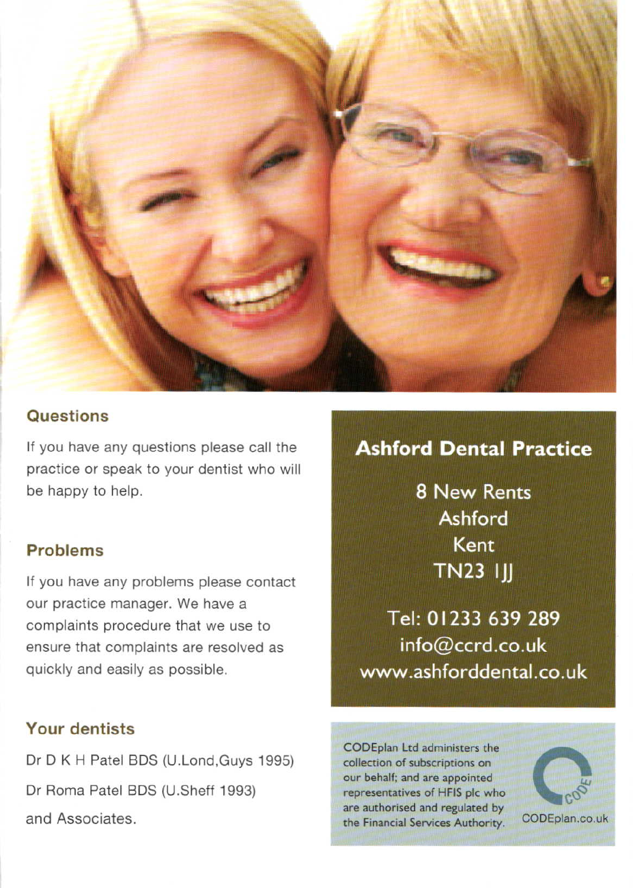## Questions

If you have any questions please call the practice or speak to your dentist who will be happy to help.

## Problems

If you have any problems please contact our practice manager. We have a complaints procedure that we use to ensure that complaints are resolved as quickly and easily as possible.

## Your dentists

Dr D K H Patel BDS (U.Lond,Guys 1995)

Dr Roma Patel BDS (U.Sheff 1993)

and Associates.

## Ashford Dental Practice

8 New Rents
Ashford
Kent
TN23 1JJ

Tel: 01233 639 289
info@ccrd.co.uk
www.ashforddental.co.uk

CODEplan Ltd administers the collection of subscriptions on our behalf; and are appointed representatives of HFIS plc who are authorised and regulated by the Financial Services Authority.

CODEplan.co.uk